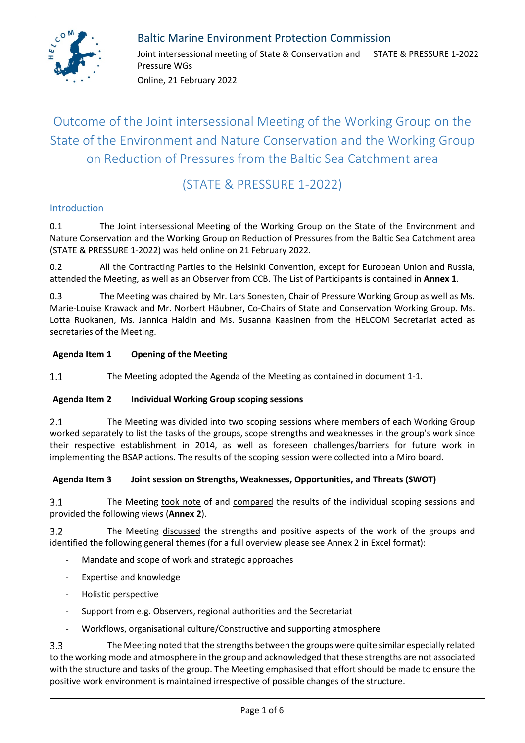Baltic Marine Environment Protection Commission

Joint intersessional meeting of State & Conservation and Pressure WGs
Online, 21 February 2022

STATE & PRESSURE 1-2022

# Outcome of the Joint intersessional Meeting of the Working Group on the State of the Environment and Nature Conservation and the Working Group on Reduction of Pressures from the Baltic Sea Catchment area

# (STATE & PRESSURE 1-2022)

## Introduction

0.1 The Joint intersessional Meeting of the Working Group on the State of the Environment and Nature Conservation and the Working Group on Reduction of Pressures from the Baltic Sea Catchment area (STATE & PRESSURE 1-2022) was held online on 21 February 2022.

0.2 All the Contracting Parties to the Helsinki Convention, except for European Union and Russia, attended the Meeting, as well as an Observer from CCB. The List of Participants is contained in **Annex 1**.

0.3 The Meeting was chaired by Mr. Lars Sonesten, Chair of Pressure Working Group as well as Ms. Marie-Louise Krawack and Mr. Norbert Häubner, Co-Chairs of State and Conservation Working Group. Ms. Lotta Ruokanen, Ms. Jannica Haldin and Ms. Susanna Kaasinen from the HELCOM Secretariat acted as secretaries of the Meeting.

### Agenda Item 1 Opening of the Meeting

1.1 The Meeting adopted the Agenda of the Meeting as contained in document 1-1.

### Agenda Item 2 Individual Working Group scoping sessions

2.1 The Meeting was divided into two scoping sessions where members of each Working Group worked separately to list the tasks of the groups, scope strengths and weaknesses in the group's work since their respective establishment in 2014, as well as foreseen challenges/barriers for future work in implementing the BSAP actions. The results of the scoping session were collected into a Miro board.

### Agenda Item 3 Joint session on Strengths, Weaknesses, Opportunities, and Threats (SWOT)

3.1 The Meeting took note of and compared the results of the individual scoping sessions and provided the following views (**Annex 2**).

3.2 The Meeting discussed the strengths and positive aspects of the work of the groups and identified the following general themes (for a full overview please see Annex 2 in Excel format):

- Mandate and scope of work and strategic approaches
- Expertise and knowledge
- Holistic perspective
- Support from e.g. Observers, regional authorities and the Secretariat
- Workflows, organisational culture/Constructive and supporting atmosphere

3.3 The Meeting noted that the strengths between the groups were quite similar especially related to the working mode and atmosphere in the group and acknowledged that these strengths are not associated with the structure and tasks of the group. The Meeting emphasised that effort should be made to ensure the positive work environment is maintained irrespective of possible changes of the structure.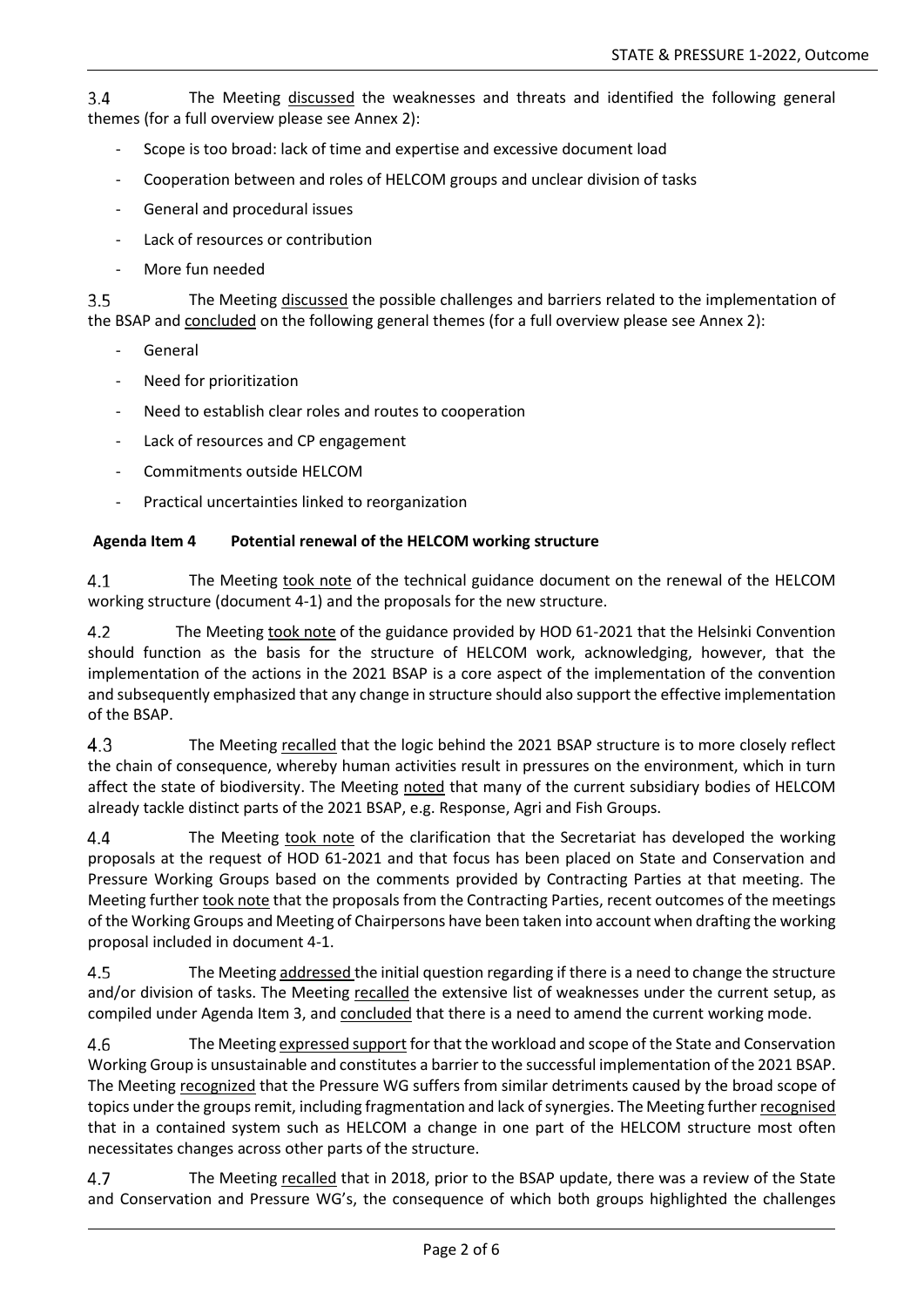3.4 The Meeting discussed the weaknesses and threats and identified the following general themes (for a full overview please see Annex 2):

- Scope is too broad: lack of time and expertise and excessive document load
- Cooperation between and roles of HELCOM groups and unclear division of tasks
- General and procedural issues
- Lack of resources or contribution
- More fun needed

3.5 The Meeting discussed the possible challenges and barriers related to the implementation of the BSAP and concluded on the following general themes (for a full overview please see Annex 2):

- General
- Need for prioritization
- Need to establish clear roles and routes to cooperation
- Lack of resources and CP engagement
- Commitments outside HELCOM
- Practical uncertainties linked to reorganization

## Agenda Item 4 Potential renewal of the HELCOM working structure

4.1 The Meeting took note of the technical guidance document on the renewal of the HELCOM working structure (document 4-1) and the proposals for the new structure.

4.2 The Meeting took note of the guidance provided by HOD 61-2021 that the Helsinki Convention should function as the basis for the structure of HELCOM work, acknowledging, however, that the implementation of the actions in the 2021 BSAP is a core aspect of the implementation of the convention and subsequently emphasized that any change in structure should also support the effective implementation of the BSAP.

4.3 The Meeting recalled that the logic behind the 2021 BSAP structure is to more closely reflect the chain of consequence, whereby human activities result in pressures on the environment, which in turn affect the state of biodiversity. The Meeting noted that many of the current subsidiary bodies of HELCOM already tackle distinct parts of the 2021 BSAP, e.g. Response, Agri and Fish Groups.

4.4 The Meeting took note of the clarification that the Secretariat has developed the working proposals at the request of HOD 61-2021 and that focus has been placed on State and Conservation and Pressure Working Groups based on the comments provided by Contracting Parties at that meeting. The Meeting further took note that the proposals from the Contracting Parties, recent outcomes of the meetings of the Working Groups and Meeting of Chairpersons have been taken into account when drafting the working proposal included in document 4-1.

4.5 The Meeting addressed the initial question regarding if there is a need to change the structure and/or division of tasks. The Meeting recalled the extensive list of weaknesses under the current setup, as compiled under Agenda Item 3, and concluded that there is a need to amend the current working mode.

4.6 The Meeting expressed support for that the workload and scope of the State and Conservation Working Group is unsustainable and constitutes a barrier to the successful implementation of the 2021 BSAP. The Meeting recognized that the Pressure WG suffers from similar detriments caused by the broad scope of topics under the groups remit, including fragmentation and lack of synergies. The Meeting further recognised that in a contained system such as HELCOM a change in one part of the HELCOM structure most often necessitates changes across other parts of the structure.

4.7 The Meeting recalled that in 2018, prior to the BSAP update, there was a review of the State and Conservation and Pressure WG's, the consequence of which both groups highlighted the challenges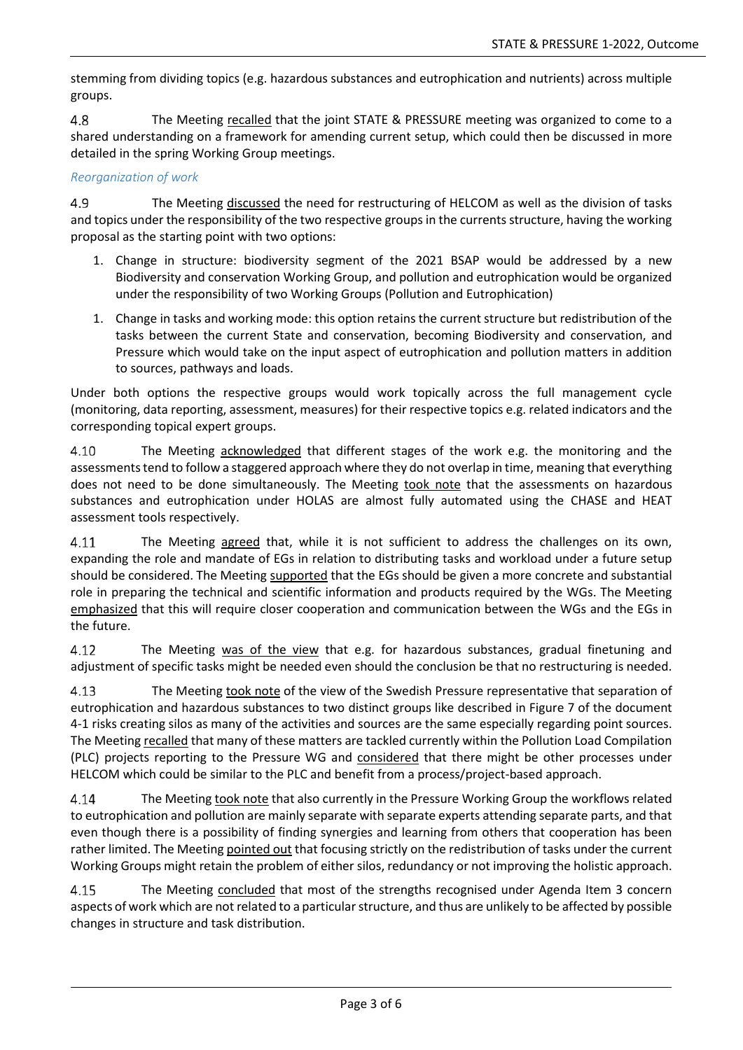stemming from dividing topics (e.g. hazardous substances and eutrophication and nutrients) across multiple groups.

4.8 The Meeting recalled that the joint STATE & PRESSURE meeting was organized to come to a shared understanding on a framework for amending current setup, which could then be discussed in more detailed in the spring Working Group meetings.

*Reorganization of work*

4.9 The Meeting discussed the need for restructuring of HELCOM as well as the division of tasks and topics under the responsibility of the two respective groups in the currents structure, having the working proposal as the starting point with two options:

1. Change in structure: biodiversity segment of the 2021 BSAP would be addressed by a new Biodiversity and conservation Working Group, and pollution and eutrophication would be organized under the responsibility of two Working Groups (Pollution and Eutrophication)
1. Change in tasks and working mode: this option retains the current structure but redistribution of the tasks between the current State and conservation, becoming Biodiversity and conservation, and Pressure which would take on the input aspect of eutrophication and pollution matters in addition to sources, pathways and loads.

Under both options the respective groups would work topically across the full management cycle (monitoring, data reporting, assessment, measures) for their respective topics e.g. related indicators and the corresponding topical expert groups.

4.10 The Meeting acknowledged that different stages of the work e.g. the monitoring and the assessments tend to follow a staggered approach where they do not overlap in time, meaning that everything does not need to be done simultaneously. The Meeting took note that the assessments on hazardous substances and eutrophication under HOLAS are almost fully automated using the CHASE and HEAT assessment tools respectively.

4.11 The Meeting agreed that, while it is not sufficient to address the challenges on its own, expanding the role and mandate of EGs in relation to distributing tasks and workload under a future setup should be considered. The Meeting supported that the EGs should be given a more concrete and substantial role in preparing the technical and scientific information and products required by the WGs. The Meeting emphasized that this will require closer cooperation and communication between the WGs and the EGs in the future.

4.12 The Meeting was of the view that e.g. for hazardous substances, gradual finetuning and adjustment of specific tasks might be needed even should the conclusion be that no restructuring is needed.

4.13 The Meeting took note of the view of the Swedish Pressure representative that separation of eutrophication and hazardous substances to two distinct groups like described in Figure 7 of the document 4-1 risks creating silos as many of the activities and sources are the same especially regarding point sources. The Meeting recalled that many of these matters are tackled currently within the Pollution Load Compilation (PLC) projects reporting to the Pressure WG and considered that there might be other processes under HELCOM which could be similar to the PLC and benefit from a process/project-based approach.

4.14 The Meeting took note that also currently in the Pressure Working Group the workflows related to eutrophication and pollution are mainly separate with separate experts attending separate parts, and that even though there is a possibility of finding synergies and learning from others that cooperation has been rather limited. The Meeting pointed out that focusing strictly on the redistribution of tasks under the current Working Groups might retain the problem of either silos, redundancy or not improving the holistic approach.

4.15 The Meeting concluded that most of the strengths recognised under Agenda Item 3 concern aspects of work which are not related to a particular structure, and thus are unlikely to be affected by possible changes in structure and task distribution.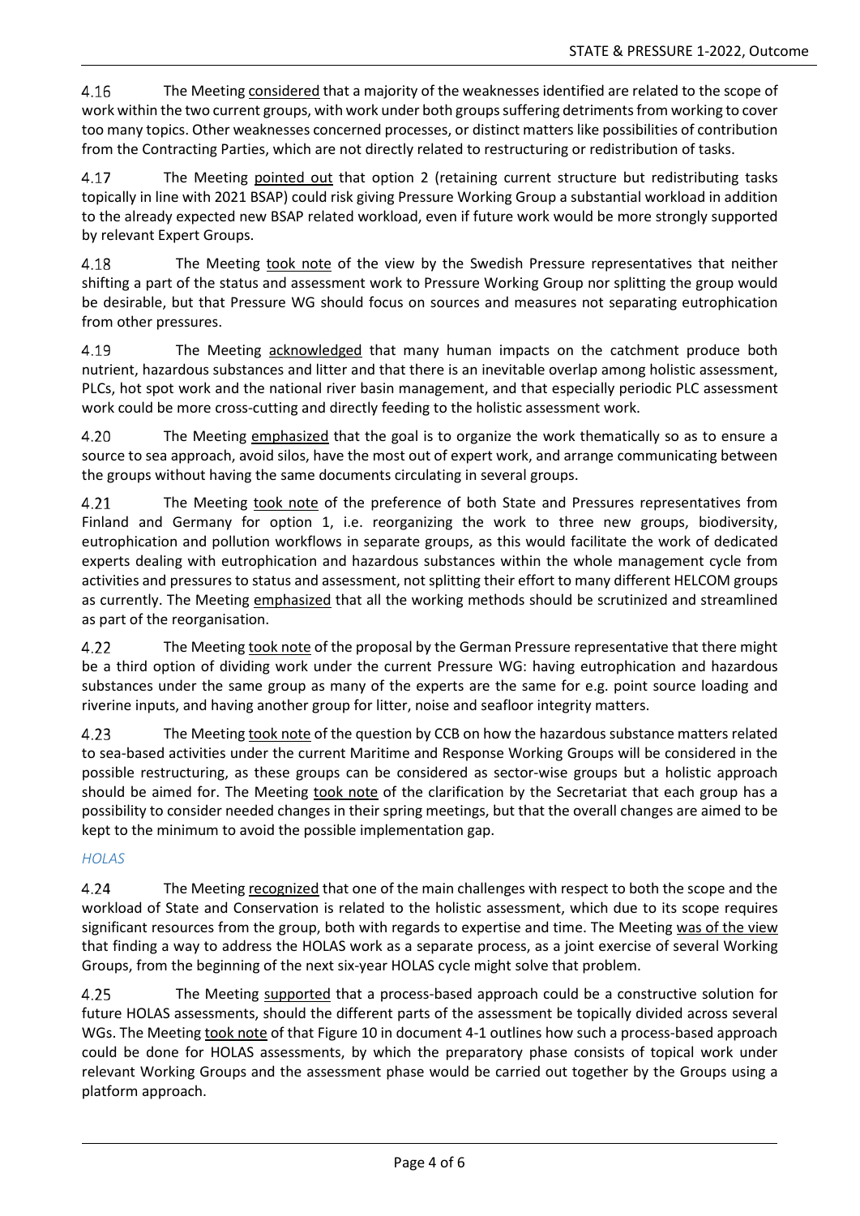4.16 The Meeting considered that a majority of the weaknesses identified are related to the scope of work within the two current groups, with work under both groups suffering detriments from working to cover too many topics. Other weaknesses concerned processes, or distinct matters like possibilities of contribution from the Contracting Parties, which are not directly related to restructuring or redistribution of tasks.

4.17 The Meeting pointed out that option 2 (retaining current structure but redistributing tasks topically in line with 2021 BSAP) could risk giving Pressure Working Group a substantial workload in addition to the already expected new BSAP related workload, even if future work would be more strongly supported by relevant Expert Groups.

4.18 The Meeting took note of the view by the Swedish Pressure representatives that neither shifting a part of the status and assessment work to Pressure Working Group nor splitting the group would be desirable, but that Pressure WG should focus on sources and measures not separating eutrophication from other pressures.

4.19 The Meeting acknowledged that many human impacts on the catchment produce both nutrient, hazardous substances and litter and that there is an inevitable overlap among holistic assessment, PLCs, hot spot work and the national river basin management, and that especially periodic PLC assessment work could be more cross-cutting and directly feeding to the holistic assessment work.

4.20 The Meeting emphasized that the goal is to organize the work thematically so as to ensure a source to sea approach, avoid silos, have the most out of expert work, and arrange communicating between the groups without having the same documents circulating in several groups.

4.21 The Meeting took note of the preference of both State and Pressures representatives from Finland and Germany for option 1, i.e. reorganizing the work to three new groups, biodiversity, eutrophication and pollution workflows in separate groups, as this would facilitate the work of dedicated experts dealing with eutrophication and hazardous substances within the whole management cycle from activities and pressures to status and assessment, not splitting their effort to many different HELCOM groups as currently. The Meeting emphasized that all the working methods should be scrutinized and streamlined as part of the reorganisation.

4.22 The Meeting took note of the proposal by the German Pressure representative that there might be a third option of dividing work under the current Pressure WG: having eutrophication and hazardous substances under the same group as many of the experts are the same for e.g. point source loading and riverine inputs, and having another group for litter, noise and seafloor integrity matters.

4.23 The Meeting took note of the question by CCB on how the hazardous substance matters related to sea-based activities under the current Maritime and Response Working Groups will be considered in the possible restructuring, as these groups can be considered as sector-wise groups but a holistic approach should be aimed for. The Meeting took note of the clarification by the Secretariat that each group has a possibility to consider needed changes in their spring meetings, but that the overall changes are aimed to be kept to the minimum to avoid the possible implementation gap.

*HOLAS*

4.24 The Meeting recognized that one of the main challenges with respect to both the scope and the workload of State and Conservation is related to the holistic assessment, which due to its scope requires significant resources from the group, both with regards to expertise and time. The Meeting was of the view that finding a way to address the HOLAS work as a separate process, as a joint exercise of several Working Groups, from the beginning of the next six-year HOLAS cycle might solve that problem.

4.25 The Meeting supported that a process-based approach could be a constructive solution for future HOLAS assessments, should the different parts of the assessment be topically divided across several WGs. The Meeting took note of that Figure 10 in document 4-1 outlines how such a process-based approach could be done for HOLAS assessments, by which the preparatory phase consists of topical work under relevant Working Groups and the assessment phase would be carried out together by the Groups using a platform approach.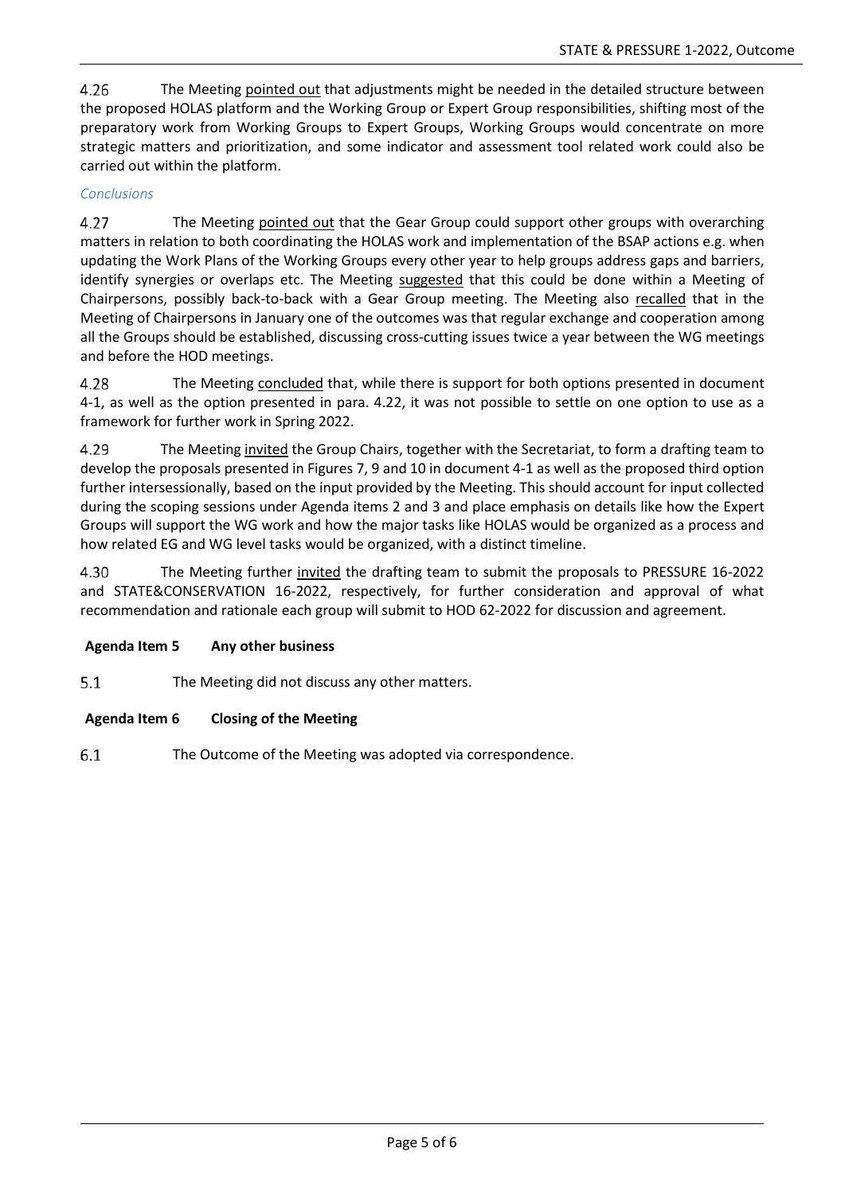4.26 The Meeting pointed out that adjustments might be needed in the detailed structure between the proposed HOLAS platform and the Working Group or Expert Group responsibilities, shifting most of the preparatory work from Working Groups to Expert Groups, Working Groups would concentrate on more strategic matters and prioritization, and some indicator and assessment tool related work could also be carried out within the platform.

*Conclusions*

4.27 The Meeting pointed out that the Gear Group could support other groups with overarching matters in relation to both coordinating the HOLAS work and implementation of the BSAP actions e.g. when updating the Work Plans of the Working Groups every other year to help groups address gaps and barriers, identify synergies or overlaps etc. The Meeting suggested that this could be done within a Meeting of Chairpersons, possibly back-to-back with a Gear Group meeting. The Meeting also recalled that in the Meeting of Chairpersons in January one of the outcomes was that regular exchange and cooperation among all the Groups should be established, discussing cross-cutting issues twice a year between the WG meetings and before the HOD meetings.

4.28 The Meeting concluded that, while there is support for both options presented in document 4-1, as well as the option presented in para. 4.22, it was not possible to settle on one option to use as a framework for further work in Spring 2022.

4.29 The Meeting invited the Group Chairs, together with the Secretariat, to form a drafting team to develop the proposals presented in Figures 7, 9 and 10 in document 4-1 as well as the proposed third option further intersessionally, based on the input provided by the Meeting. This should account for input collected during the scoping sessions under Agenda items 2 and 3 and place emphasis on details like how the Expert Groups will support the WG work and how the major tasks like HOLAS would be organized as a process and how related EG and WG level tasks would be organized, with a distinct timeline.

4.30 The Meeting further invited the drafting team to submit the proposals to PRESSURE 16-2022 and STATE&CONSERVATION 16-2022, respectively, for further consideration and approval of what recommendation and rationale each group will submit to HOD 62-2022 for discussion and agreement.

## Agenda Item 5 Any other business

5.1 The Meeting did not discuss any other matters.

## Agenda Item 6 Closing of the Meeting

6.1 The Outcome of the Meeting was adopted via correspondence.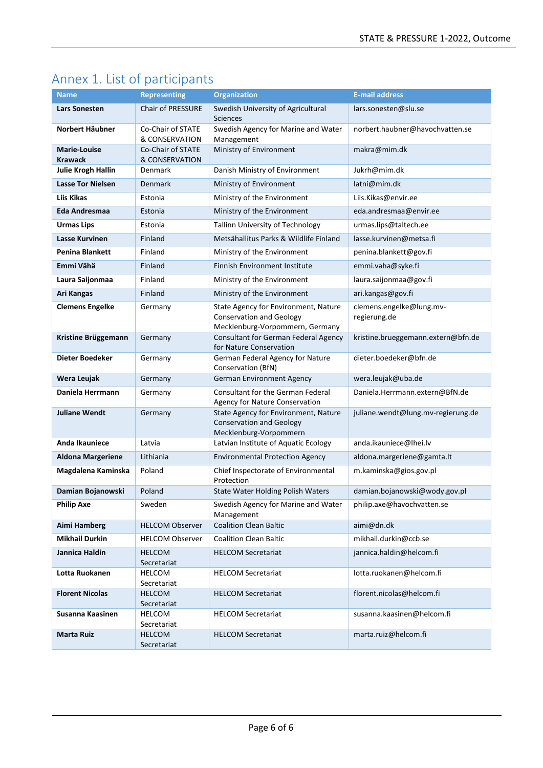# Annex 1. List of participants

| Name | Representing | Organization | E-mail address |
|---|---|---|---|
| **Lars Sonesten** | Chair of PRESSURE | Swedish University of Agricultural Sciences | lars.sonesten@slu.se |
| **Norbert Häubner** | Co-Chair of STATE & CONSERVATION | Swedish Agency for Marine and Water Management | norbert.haubner@havochvatten.se |
| **Marie-Louise Krawack** | Co-Chair of STATE & CONSERVATION | Ministry of Environment | makra@mim.dk |
| **Julie Krogh Hallin** | Denmark | Danish Ministry of Environment | Jukrh@mim.dk |
| **Lasse Tor Nielsen** | Denmark | Ministry of Environment | latni@mim.dk |
| **Liis Kikas** | Estonia | Ministry of the Environment | Liis.Kikas@envir.ee |
| **Eda Andresmaa** | Estonia | Ministry of the Environment | eda.andresmaa@envir.ee |
| **Urmas Lips** | Estonia | Tallinn University of Technology | urmas.lips@taltech.ee |
| **Lasse Kurvinen** | Finland | Metsähallitus Parks & Wildlife Finland | lasse.kurvinen@metsa.fi |
| **Penina Blankett** | Finland | Ministry of the Environment | penina.blankett@gov.fi |
| **Emmi Vähä** | Finland | Finnish Environment Institute | emmi.vaha@syke.fi |
| **Laura Saijonmaa** | Finland | Ministry of the Environment | laura.saijonmaa@gov.fi |
| **Ari Kangas** | Finland | Ministry of the Environment | ari.kangas@gov.fi |
| **Clemens Engelke** | Germany | State Agency for Environment, Nature Conservation and Geology Mecklenburg-Vorpommern, Germany | clemens.engelke@lung.mv-regierung.de |
| **Kristine Brüggemann** | Germany | Consultant for German Federal Agency for Nature Conservation | kristine.brueggemann.extern@bfn.de |
| **Dieter Boedeker** | Germany | German Federal Agency for Nature Conservation (BfN) | dieter.boedeker@bfn.de |
| **Wera Leujak** | Germany | German Environment Agency | wera.leujak@uba.de |
| **Daniela Herrmann** | Germany | Consultant for the German Federal Agency for Nature Conservation | Daniela.Herrmann.extern@BfN.de |
| **Juliane Wendt** | Germany | State Agency for Environment, Nature Conservation and Geology Mecklenburg-Vorpommern | juliane.wendt@lung.mv-regierung.de |
| **Anda Ikauniece** | Latvia | Latvian Institute of Aquatic Ecology | anda.ikauniece@lhei.lv |
| **Aldona Margeriene** | Lithiania | Environmental Protection Agency | aldona.margeriene@gamta.lt |
| **Magdalena Kaminska** | Poland | Chief Inspectorate of Environmental Protection | m.kaminska@gios.gov.pl |
| **Damian Bojanowski** | Poland | State Water Holding Polish Waters | damian.bojanowski@wody.gov.pl |
| **Philip Axe** | Sweden | Swedish Agency for Marine and Water Management | philip.axe@havochvatten.se |
| **Aimi Hamberg** | HELCOM Observer | Coalition Clean Baltic | aimi@dn.dk |
| **Mikhail Durkin** | HELCOM Observer | Coalition Clean Baltic | mikhail.durkin@ccb.se |
| **Jannica Haldin** | HELCOM Secretariat | HELCOM Secretariat | jannica.haldin@helcom.fi |
| **Lotta Ruokanen** | HELCOM Secretariat | HELCOM Secretariat | lotta.ruokanen@helcom.fi |
| **Florent Nicolas** | HELCOM Secretariat | HELCOM Secretariat | florent.nicolas@helcom.fi |
| **Susanna Kaasinen** | HELCOM Secretariat | HELCOM Secretariat | susanna.kaasinen@helcom.fi |
| **Marta Ruiz** | HELCOM Secretariat | HELCOM Secretariat | marta.ruiz@helcom.fi |